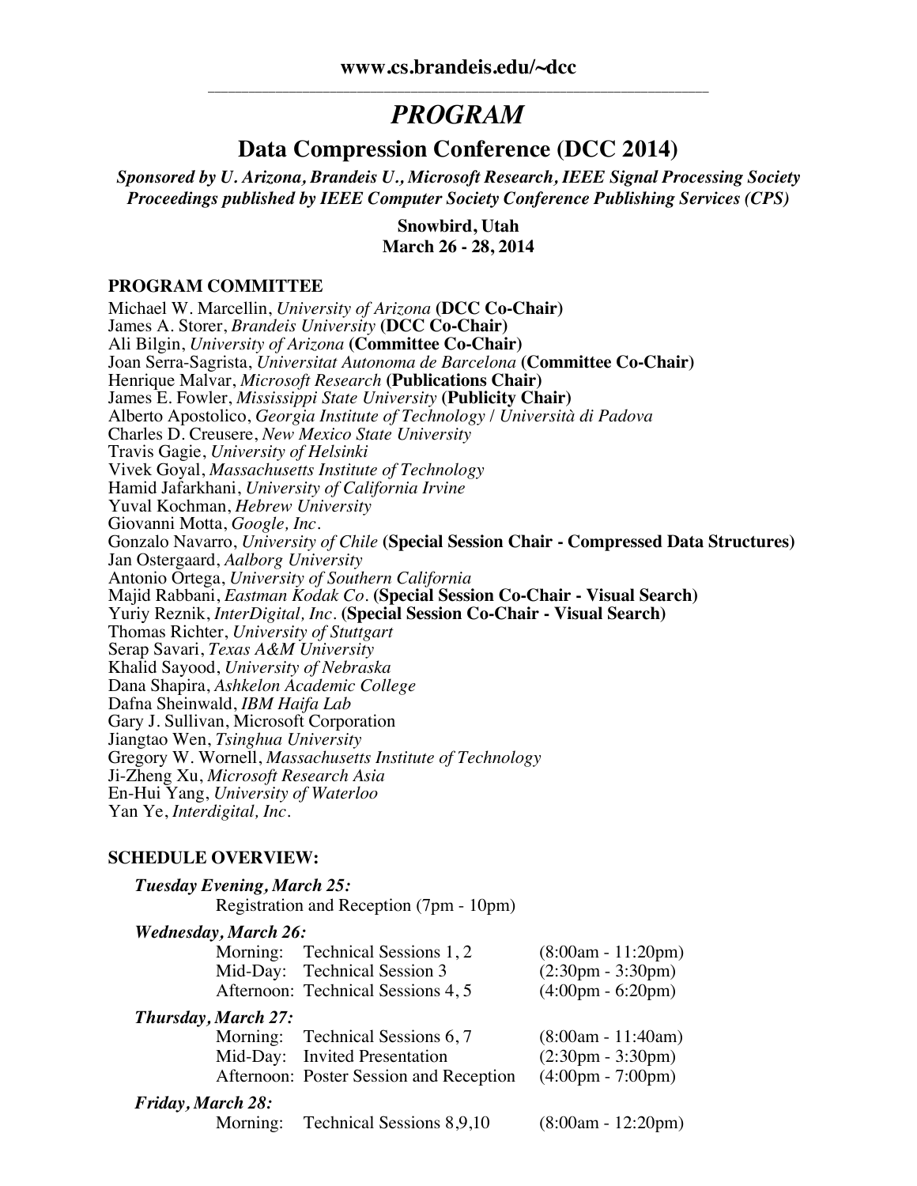**www.cs.brandeis.edu/~dcc**

# *PROGRAM*

## Data Compression Conference (DCC 2014)

***Sponsored by U. Arizona, Brandeis U., Microsoft Research, IEEE Signal Processing Society***
***Proceedings published by IEEE Computer Society Conference Publishing Services (CPS)***

**Snowbird, Utah**
**March 26 - 28, 2014**

### PROGRAM COMMITTEE

Michael W. Marcellin, *University of Arizona* **(DCC Co-Chair)**
James A. Storer, *Brandeis University* **(DCC Co-Chair)**
Ali Bilgin, *University of Arizona* **(Committee Co-Chair)**
Joan Serra-Sagrista, *Universitat Autonoma de Barcelona* **(Committee Co-Chair)**
Henrique Malvar, *Microsoft Research* **(Publications Chair)**
James E. Fowler, *Mississippi State University* **(Publicity Chair)**
Alberto Apostolico, *Georgia Institute of Technology / Università di Padova*
Charles D. Creusere, *New Mexico State University*
Travis Gagie, *University of Helsinki*
Vivek Goyal, *Massachusetts Institute of Technology*
Hamid Jafarkhani, *University of California Irvine*
Yuval Kochman, *Hebrew University*
Giovanni Motta, *Google, Inc.*
Gonzalo Navarro, *University of Chile* **(Special Session Chair - Compressed Data Structures)**
Jan Ostergaard, *Aalborg University*
Antonio Ortega, *University of Southern California*
Majid Rabbani, *Eastman Kodak Co.* **(Special Session Co-Chair - Visual Search)**
Yuriy Reznik, *InterDigital, Inc.* **(Special Session Co-Chair - Visual Search)**
Thomas Richter, *University of Stuttgart*
Serap Savari, *Texas A&M University*
Khalid Sayood, *University of Nebraska*
Dana Shapira, *Ashkelon Academic College*
Dafna Sheinwald, *IBM Haifa Lab*
Gary J. Sullivan, Microsoft Corporation
Jiangtao Wen, *Tsinghua University*
Gregory W. Wornell, *Massachusetts Institute of Technology*
Ji-Zheng Xu, *Microsoft Research Asia*
En-Hui Yang, *University of Waterloo*
Yan Ye, *Interdigital, Inc.*

### SCHEDULE OVERVIEW:

***Tuesday Evening, March 25:***
Registration and Reception (7pm - 10pm)

***Wednesday, March 26:***

| | | |
|---|---|---|
| Morning: | Technical Sessions 1, 2 | (8:00am - 11:20pm) |
| Mid-Day: | Technical Session 3 | (2:30pm - 3:30pm) |
| Afternoon: | Technical Sessions 4, 5 | (4:00pm - 6:20pm) |

***Thursday, March 27:***

| | | |
|---|---|---|
| Morning: | Technical Sessions 6, 7 | (8:00am - 11:40am) |
| Mid-Day: | Invited Presentation | (2:30pm - 3:30pm) |
| Afternoon: | Poster Session and Reception | (4:00pm - 7:00pm) |

***Friday, March 28:***

| | | |
|---|---|---|
| Morning: | Technical Sessions 8,9,10 | (8:00am - 12:20pm) |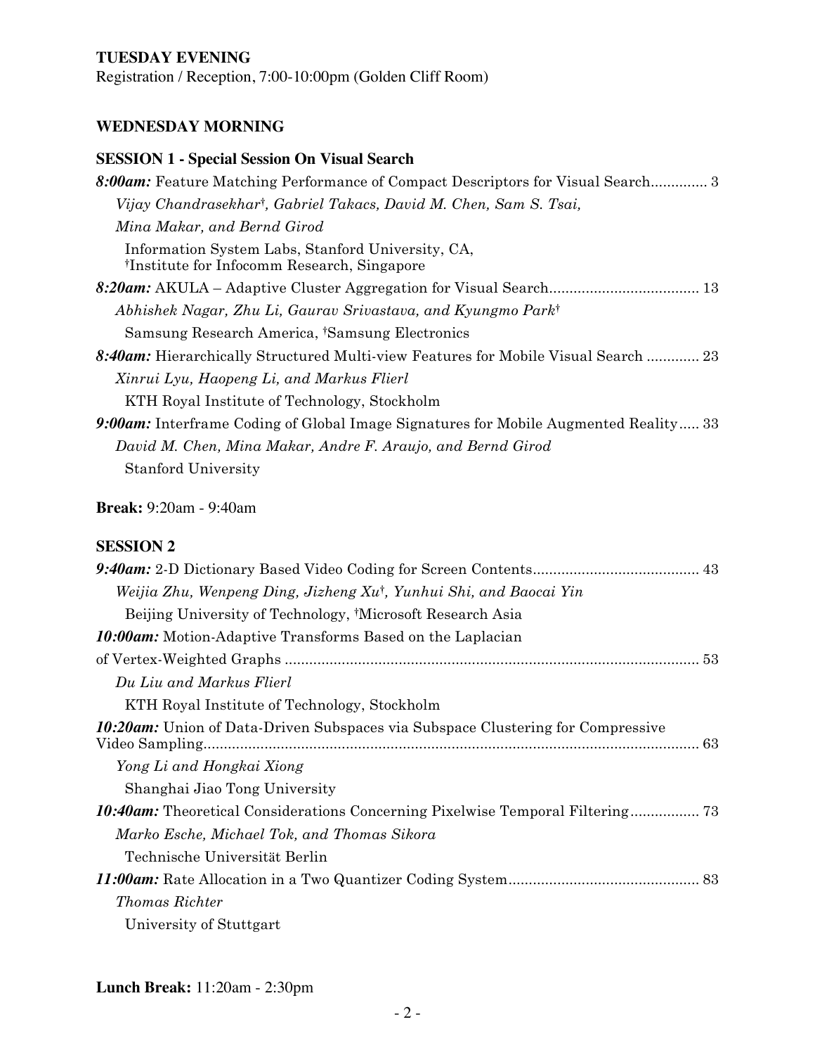**TUESDAY EVENING**

Registration / Reception, 7:00-10:00pm (Golden Cliff Room)

## WEDNESDAY MORNING

### SESSION 1 - Special Session On Visual Search

***8:00am:*** Feature Matching Performance of Compact Descriptors for Visual Search.............. 3
*Vijay Chandrasekhar[†], Gabriel Takacs, David M. Chen, Sam S. Tsai, Mina Makar, and Bernd Girod*
Information System Labs, Stanford University, CA,
[†]Institute for Infocomm Research, Singapore

***8:20am:*** AKULA – Adaptive Cluster Aggregation for Visual Search..................................... 13
*Abhishek Nagar, Zhu Li, Gaurav Srivastava, and Kyungmo Park[†]*
Samsung Research America, [†]Samsung Electronics

***8:40am:*** Hierarchically Structured Multi-view Features for Mobile Visual Search ............. 23
*Xinrui Lyu, Haopeng Li, and Markus Flierl*
KTH Royal Institute of Technology, Stockholm

***9:00am:*** Interframe Coding of Global Image Signatures for Mobile Augmented Reality..... 33
*David M. Chen, Mina Makar, Andre F. Araujo, and Bernd Girod*
Stanford University

**Break:** 9:20am - 9:40am

### SESSION 2

***9:40am:*** 2-D Dictionary Based Video Coding for Screen Contents......................................... 43
*Weijia Zhu, Wenpeng Ding, Jizheng Xu[†], Yunhui Shi, and Baocai Yin*
Beijing University of Technology, [†]Microsoft Research Asia

***10:00am:*** Motion-Adaptive Transforms Based on the Laplacian of Vertex-Weighted Graphs ...................................................................................................... 53
*Du Liu and Markus Flierl*
KTH Royal Institute of Technology, Stockholm

***10:20am:*** Union of Data-Driven Subspaces via Subspace Clustering for Compressive Video Sampling........................................................................................................................... 63
*Yong Li and Hongkai Xiong*
Shanghai Jiao Tong University

***10:40am:*** Theoretical Considerations Concerning Pixelwise Temporal Filtering................. 73
*Marko Esche, Michael Tok, and Thomas Sikora*
Technische Universität Berlin

***11:00am:*** Rate Allocation in a Two Quantizer Coding System............................................... 83
*Thomas Richter*
University of Stuttgart

**Lunch Break:** 11:20am - 2:30pm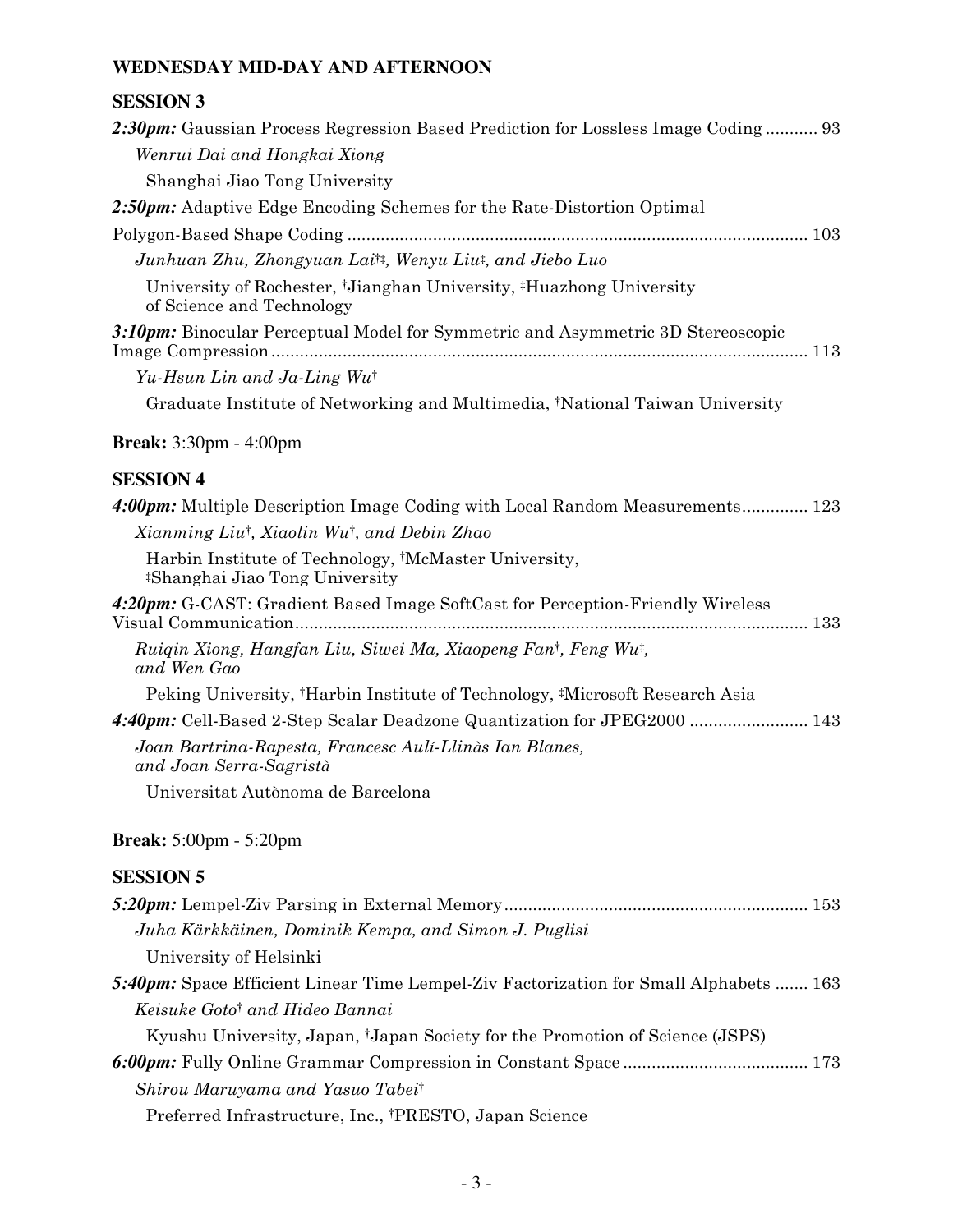## WEDNESDAY MID-DAY AND AFTERNOON

### SESSION 3

***2:30pm:*** Gaussian Process Regression Based Prediction for Lossless Image Coding ........... 93

*Wenrui Dai and Hongkai Xiong*

Shanghai Jiao Tong University

***2:50pm:*** Adaptive Edge Encoding Schemes for the Rate-Distortion Optimal Polygon-Based Shape Coding ........... 103

*Junhuan Zhu, Zhongyuan Lai[†‡], Wenyu Liu[‡], and Jiebo Luo*

University of Rochester, [†]Jianghan University, [‡]Huazhong University of Science and Technology

***3:10pm:*** Binocular Perceptual Model for Symmetric and Asymmetric 3D Stereoscopic Image Compression ........... 113

*Yu-Hsun Lin and Ja-Ling Wu[†]*

Graduate Institute of Networking and Multimedia, [†]National Taiwan University

**Break:** 3:30pm - 4:00pm

### SESSION 4

***4:00pm:*** Multiple Description Image Coding with Local Random Measurements........... 123

*Xianming Liu[†], Xiaolin Wu[†], and Debin Zhao*

Harbin Institute of Technology, [†]McMaster University, [‡]Shanghai Jiao Tong University

***4:20pm:*** G-CAST: Gradient Based Image SoftCast for Perception-Friendly Wireless Visual Communication........... 133

*Ruiqin Xiong, Hangfan Liu, Siwei Ma, Xiaopeng Fan[†], Feng Wu[‡], and Wen Gao*

Peking University, [†]Harbin Institute of Technology, [‡]Microsoft Research Asia

***4:40pm:*** Cell-Based 2-Step Scalar Deadzone Quantization for JPEG2000 ........... 143

*Joan Bartrina-Rapesta, Francesc Aulí-Llinàs Ian Blanes, and Joan Serra-Sagristà*

Universitat Autònoma de Barcelona

**Break:** 5:00pm - 5:20pm

### SESSION 5

***5:20pm:*** Lempel-Ziv Parsing in External Memory........... 153

*Juha Kärkkäinen, Dominik Kempa, and Simon J. Puglisi*

University of Helsinki

***5:40pm:*** Space Efficient Linear Time Lempel-Ziv Factorization for Small Alphabets ........... 163

*Keisuke Goto[†] and Hideo Bannai*

Kyushu University, Japan, [†]Japan Society for the Promotion of Science (JSPS)

***6:00pm:*** Fully Online Grammar Compression in Constant Space........... 173

*Shirou Maruyama and Yasuo Tabei[†]*

Preferred Infrastructure, Inc., [†]PRESTO, Japan Science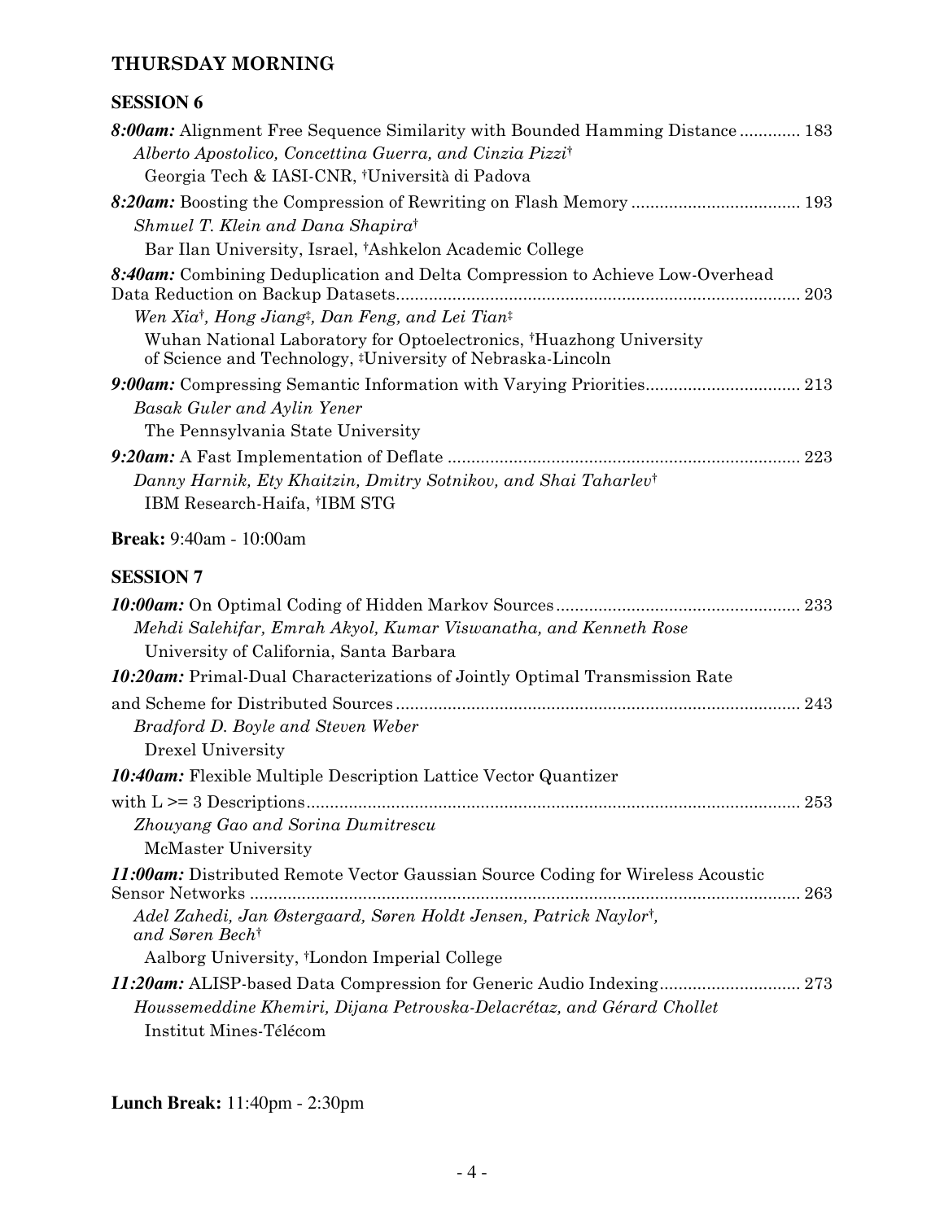## THURSDAY MORNING

### SESSION 6

***8:00am:*** Alignment Free Sequence Similarity with Bounded Hamming Distance ............ 183
*Alberto Apostolico, Concettina Guerra, and Cinzia Pizzi*[†]
Georgia Tech & IASI-CNR, [†]Università di Padova

***8:20am:*** Boosting the Compression of Rewriting on Flash Memory .................................... 193
*Shmuel T. Klein and Dana Shapira*[†]
Bar Ilan University, Israel, [†]Ashkelon Academic College

***8:40am:*** Combining Deduplication and Delta Compression to Achieve Low-Overhead Data Reduction on Backup Datasets.................................................................................... 203
*Wen Xia*[†]*, Hong Jiang*[‡]*, Dan Feng, and Lei Tian*[‡]
Wuhan National Laboratory for Optoelectronics, [†]Huazhong University of Science and Technology, [‡]University of Nebraska-Lincoln

***9:00am:*** Compressing Semantic Information with Varying Priorities................................. 213
*Basak Guler and Aylin Yener*
The Pennsylvania State University

***9:20am:*** A Fast Implementation of Deflate ............................................................................ 223
*Danny Harnik, Ety Khaitzin, Dmitry Sotnikov, and Shai Taharlev*[†]
IBM Research-Haifa, [†]IBM STG

**Break:** 9:40am - 10:00am

### SESSION 7

***10:00am:*** On Optimal Coding of Hidden Markov Sources.................................................... 233
*Mehdi Salehifar, Emrah Akyol, Kumar Viswanatha, and Kenneth Rose*
University of California, Santa Barbara

***10:20am:*** Primal-Dual Characterizations of Jointly Optimal Transmission Rate and Scheme for Distributed Sources ........................................................................................ 243
*Bradford D. Boyle and Steven Weber*
Drexel University

***10:40am:*** Flexible Multiple Description Lattice Vector Quantizer with L >= 3 Descriptions......................................................................................................... 253
*Zhouyang Gao and Sorina Dumitrescu*
McMaster University

***11:00am:*** Distributed Remote Vector Gaussian Source Coding for Wireless Acoustic Sensor Networks ..................................................................................................................... 263
*Adel Zahedi, Jan Østergaard, Søren Holdt Jensen, Patrick Naylor*[†]*, and Søren Bech*[†]
Aalborg University, [†]London Imperial College

***11:20am:*** ALISP-based Data Compression for Generic Audio Indexing.............................. 273
*Houssemeddine Khemiri, Dijana Petrovska-Delacrétaz, and Gérard Chollet*
Institut Mines-Télécom

**Lunch Break:** 11:40pm - 2:30pm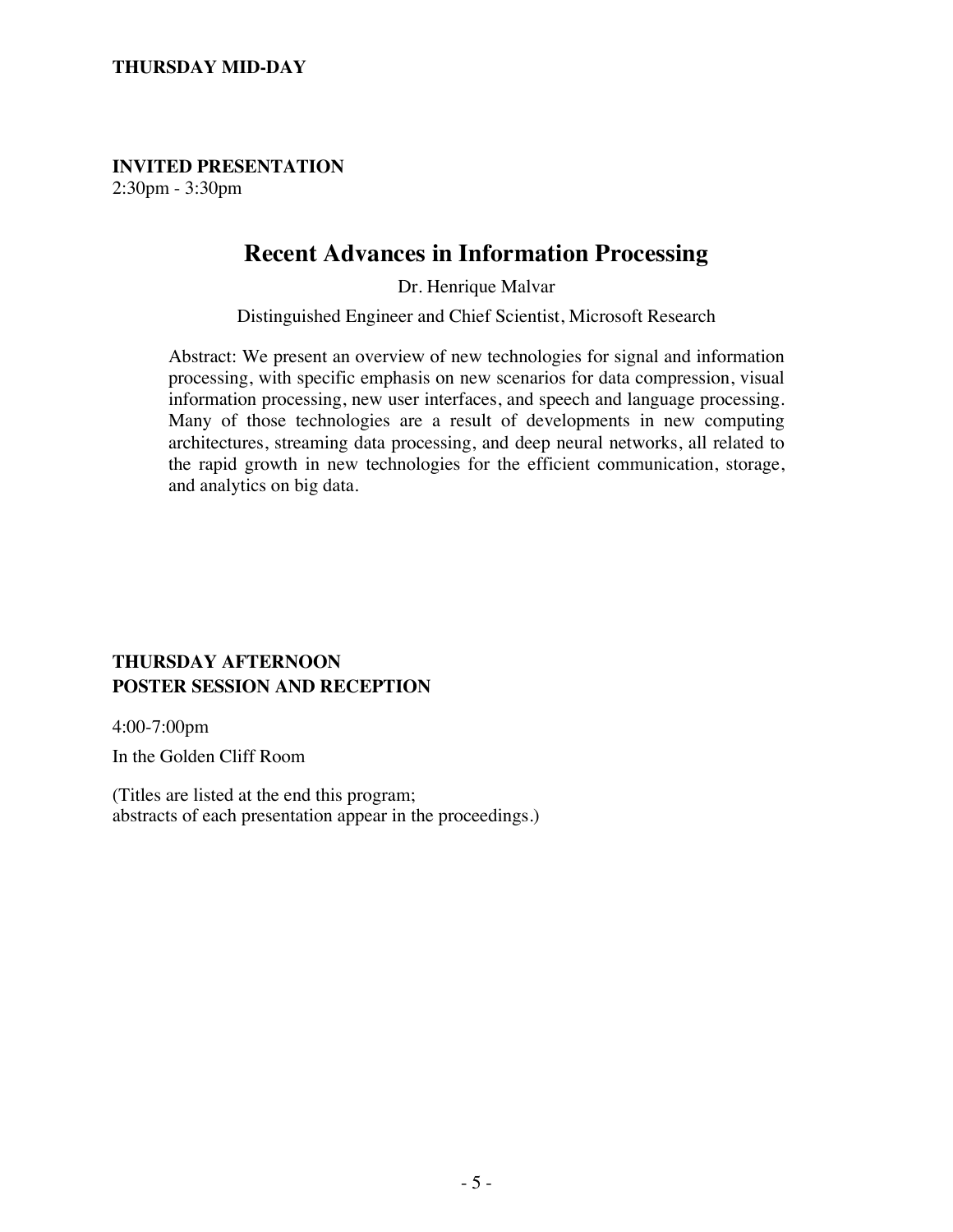**THURSDAY MID-DAY**

**INVITED PRESENTATION**
2:30pm - 3:30pm

## Recent Advances in Information Processing

Dr. Henrique Malvar

Distinguished Engineer and Chief Scientist, Microsoft Research

Abstract: We present an overview of new technologies for signal and information processing, with specific emphasis on new scenarios for data compression, visual information processing, new user interfaces, and speech and language processing. Many of those technologies are a result of developments in new computing architectures, streaming data processing, and deep neural networks, all related to the rapid growth in new technologies for the efficient communication, storage, and analytics on big data.

**THURSDAY AFTERNOON**
**POSTER SESSION AND RECEPTION**

4:00-7:00pm

In the Golden Cliff Room

(Titles are listed at the end this program;
abstracts of each presentation appear in the proceedings.)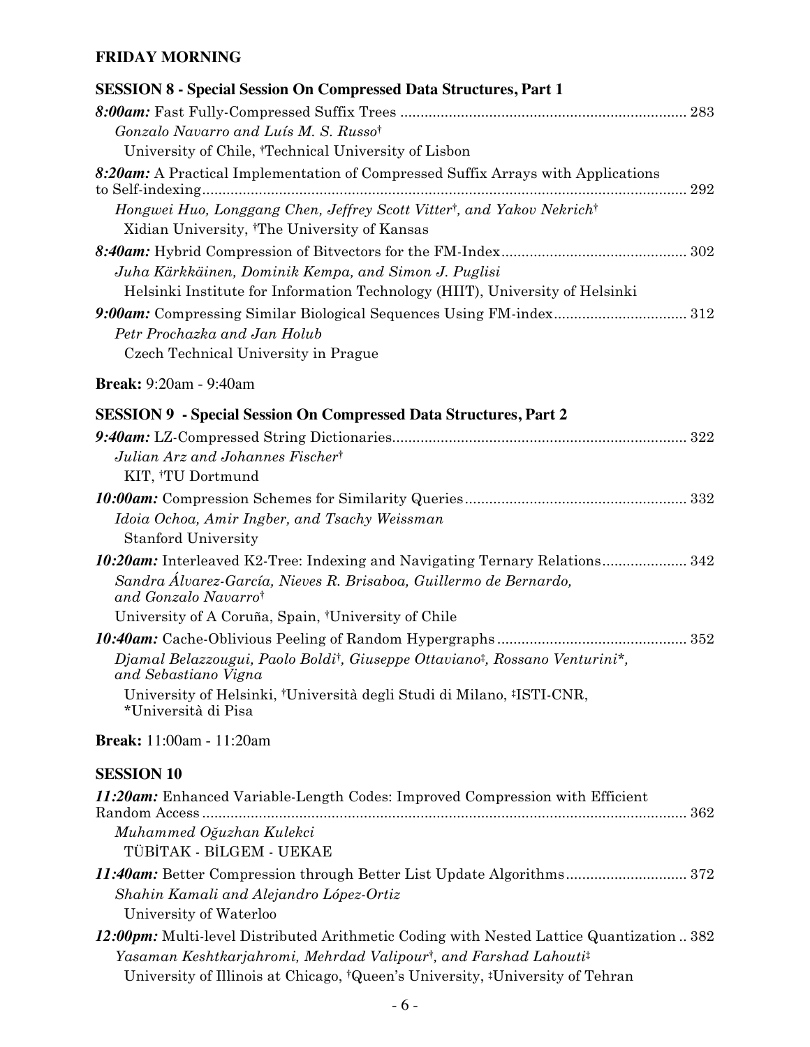## FRIDAY MORNING

### SESSION 8 - Special Session On Compressed Data Structures, Part 1

***8:00am:*** Fast Fully-Compressed Suffix Trees ...................................................................... 283
*Gonzalo Navarro and Luís M. S. Russo*[†]
University of Chile, [†]Technical University of Lisbon

***8:20am:*** A Practical Implementation of Compressed Suffix Arrays with Applications to Self-indexing........................................................................................................................ 292
*Hongwei Huo, Longgang Chen, Jeffrey Scott Vitter*[†]*, and Yakov Nekrich*[†]
Xidian University, [†]The University of Kansas

***8:40am:*** Hybrid Compression of Bitvectors for the FM-Index............................................. 302
*Juha Kärkkäinen, Dominik Kempa, and Simon J. Puglisi*
Helsinki Institute for Information Technology (HIIT), University of Helsinki

***9:00am:*** Compressing Similar Biological Sequences Using FM-index................................ 312
*Petr Prochazka and Jan Holub*
Czech Technical University in Prague

**Break:** 9:20am - 9:40am

### SESSION 9 - Special Session On Compressed Data Structures, Part 2

***9:40am:*** LZ-Compressed String Dictionaries........................................................................ 322
*Julian Arz and Johannes Fischer*[†]
KIT, [†]TU Dortmund

***10:00am:*** Compression Schemes for Similarity Queries...................................................... 332
*Idoia Ochoa, Amir Ingber, and Tsachy Weissman*
Stanford University

***10:20am:*** Interleaved K2-Tree: Indexing and Navigating Ternary Relations..................... 342
*Sandra Álvarez-García, Nieves R. Brisaboa, Guillermo de Bernardo, and Gonzalo Navarro*[†]
University of A Coruña, Spain, [†]University of Chile

***10:40am:*** Cache-Oblivious Peeling of Random Hypergraphs.............................................. 352
*Djamal Belazzougui, Paolo Boldi*[†]*, Giuseppe Ottaviano*[‡]*, Rossano Venturini*\**, and Sebastiano Vigna*
University of Helsinki, [†]Università degli Studi di Milano, [‡]ISTI-CNR, \*Università di Pisa

**Break:** 11:00am - 11:20am

### SESSION 10

***11:20am:*** Enhanced Variable-Length Codes: Improved Compression with Efficient Random Access ........................................................................................................................ 362
*Muhammed Oğuzhan Kulekci*
TÜBİTAK - BİLGEM - UEKAE

***11:40am:*** Better Compression through Better List Update Algorithms.............................. 372
*Shahin Kamali and Alejandro López-Ortiz*
University of Waterloo

***12:00pm:*** Multi-level Distributed Arithmetic Coding with Nested Lattice Quantization .. 382
*Yasaman Keshtkarjahromi, Mehrdad Valipour*[†]*, and Farshad Lahouti*[‡]
University of Illinois at Chicago, [†]Queen's University, [‡]University of Tehran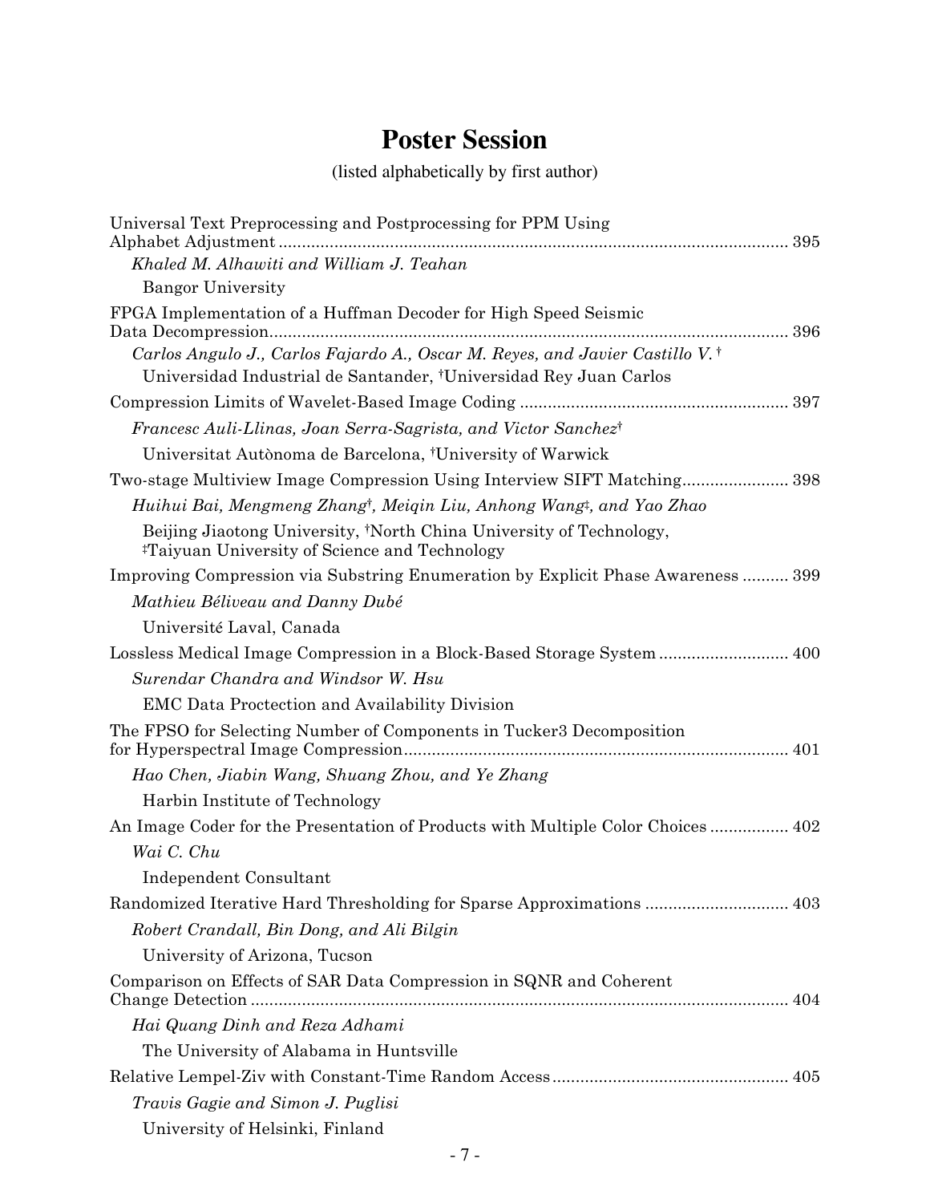# Poster Session

(listed alphabetically by first author)

Universal Text Preprocessing and Postprocessing for PPM Using Alphabet Adjustment ........................................ 395

*Khaled M. Alhawiti and William J. Teahan*

Bangor University

FPGA Implementation of a Huffman Decoder for High Speed Seismic Data Decompression........................................ 396

*Carlos Angulo J., Carlos Fajardo A., Oscar M. Reyes, and Javier Castillo V.* †

Universidad Industrial de Santander, †Universidad Rey Juan Carlos

Compression Limits of Wavelet-Based Image Coding ........................................ 397

*Francesc Auli-Llinas, Joan Serra-Sagrista, and Victor Sanchez*†

Universitat Autònoma de Barcelona, †University of Warwick

Two-stage Multiview Image Compression Using Interview SIFT Matching........................................ 398

*Huihui Bai, Mengmeng Zhang*†*, Meiqin Liu, Anhong Wang*‡*, and Yao Zhao*

Beijing Jiaotong University, †North China University of Technology, ‡Taiyuan University of Science and Technology

Improving Compression via Substring Enumeration by Explicit Phase Awareness .......... 399

*Mathieu Béliveau and Danny Dubé*

Université Laval, Canada

Lossless Medical Image Compression in a Block-Based Storage System ........................................ 400

*Surendar Chandra and Windsor W. Hsu*

EMC Data Proctection and Availability Division

The FPSO for Selecting Number of Components in Tucker3 Decomposition for Hyperspectral Image Compression........................................ 401

*Hao Chen, Jiabin Wang, Shuang Zhou, and Ye Zhang*

Harbin Institute of Technology

An Image Coder for the Presentation of Products with Multiple Color Choices ................. 402

*Wai C. Chu*

Independent Consultant

Randomized Iterative Hard Thresholding for Sparse Approximations ........................................ 403

*Robert Crandall, Bin Dong, and Ali Bilgin*

University of Arizona, Tucson

Comparison on Effects of SAR Data Compression in SQNR and Coherent Change Detection ........................................ 404

*Hai Quang Dinh and Reza Adhami*

The University of Alabama in Huntsville

Relative Lempel-Ziv with Constant-Time Random Access........................................ 405

*Travis Gagie and Simon J. Puglisi*

University of Helsinki, Finland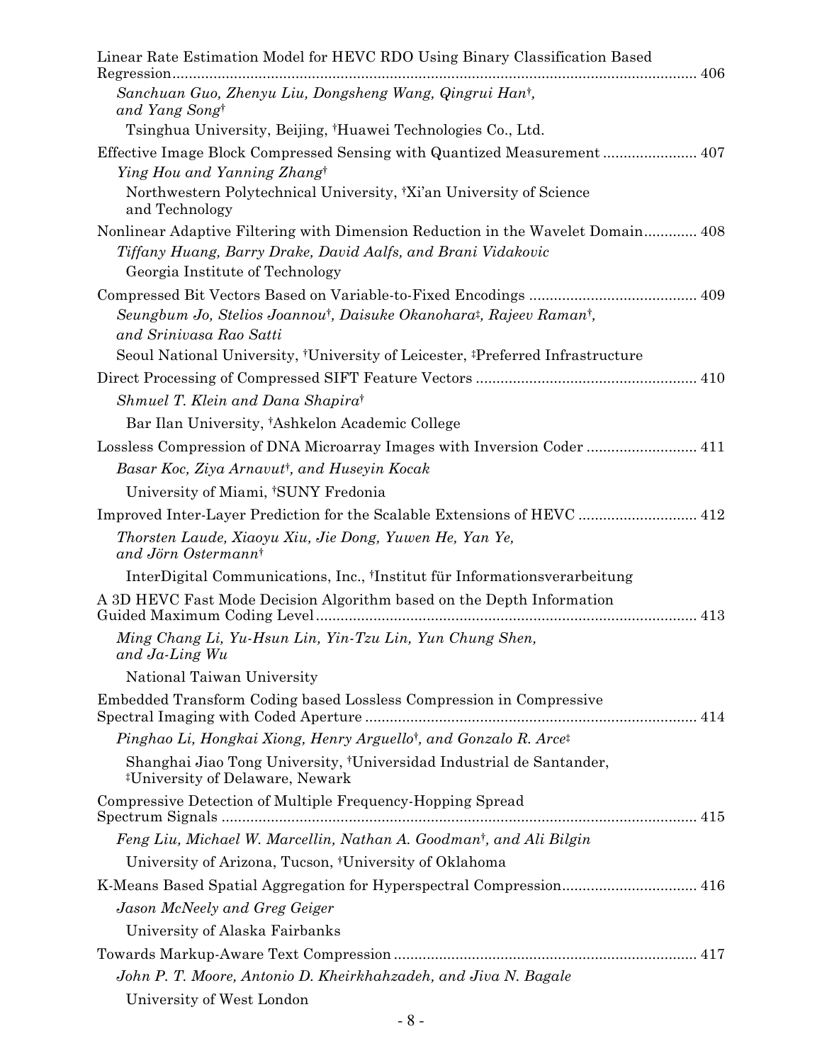Linear Rate Estimation Model for HEVC RDO Using Binary Classification Based Regression ........ 406

*Sanchuan Guo, Zhenyu Liu, Dongsheng Wang, Qingrui Han*†*, and Yang Song*†

Tsinghua University, Beijing, †Huawei Technologies Co., Ltd.

Effective Image Block Compressed Sensing with Quantized Measurement ........ 407

*Ying Hou and Yanning Zhang*†

Northwestern Polytechnical University, †Xi'an University of Science and Technology

Nonlinear Adaptive Filtering with Dimension Reduction in the Wavelet Domain ........ 408

*Tiffany Huang, Barry Drake, David Aalfs, and Brani Vidakovic*

Georgia Institute of Technology

Compressed Bit Vectors Based on Variable-to-Fixed Encodings ........ 409

*Seungbum Jo, Stelios Joannou*†*, Daisuke Okanohara*‡*, Rajeev Raman*†*, and Srinivasa Rao Satti*

Seoul National University, †University of Leicester, ‡Preferred Infrastructure

Direct Processing of Compressed SIFT Feature Vectors ........ 410

*Shmuel T. Klein and Dana Shapira*†

Bar Ilan University, †Ashkelon Academic College

Lossless Compression of DNA Microarray Images with Inversion Coder ........ 411

*Basar Koc, Ziya Arnavut*†*, and Huseyin Kocak*

University of Miami, †SUNY Fredonia

Improved Inter-Layer Prediction for the Scalable Extensions of HEVC ........ 412

*Thorsten Laude, Xiaoyu Xiu, Jie Dong, Yuwen He, Yan Ye, and Jörn Ostermann*†

InterDigital Communications, Inc., †Institut für Informationsverarbeitung

A 3D HEVC Fast Mode Decision Algorithm based on the Depth Information Guided Maximum Coding Level ........ 413

*Ming Chang Li, Yu-Hsun Lin, Yin-Tzu Lin, Yun Chung Shen, and Ja-Ling Wu*

National Taiwan University

Embedded Transform Coding based Lossless Compression in Compressive Spectral Imaging with Coded Aperture ........ 414

*Pinghao Li, Hongkai Xiong, Henry Arguello*†*, and Gonzalo R. Arce*‡

Shanghai Jiao Tong University, †Universidad Industrial de Santander, ‡University of Delaware, Newark

Compressive Detection of Multiple Frequency-Hopping Spread Spectrum Signals ........ 415

*Feng Liu, Michael W. Marcellin, Nathan A. Goodman*†*, and Ali Bilgin*

University of Arizona, Tucson, †University of Oklahoma

K-Means Based Spatial Aggregation for Hyperspectral Compression ........ 416

*Jason McNeely and Greg Geiger*

University of Alaska Fairbanks

Towards Markup-Aware Text Compression ........ 417

*John P. T. Moore, Antonio D. Kheirkhahzadeh, and Jiva N. Bagale*

University of West London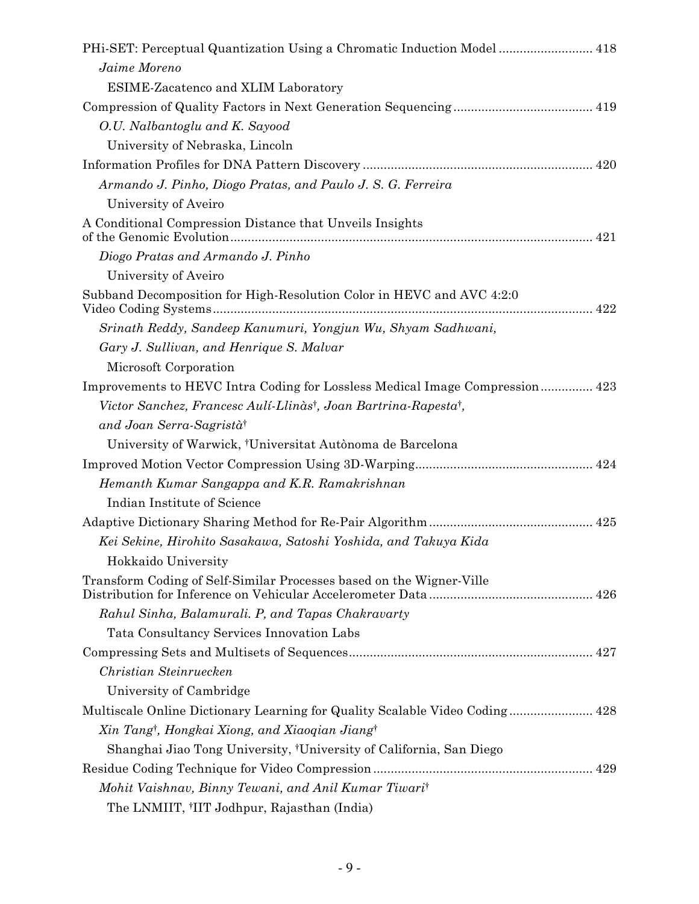PHi-SET: Perceptual Quantization Using a Chromatic Induction Model .......................... 418

*Jaime Moreno*

ESIME-Zacatenco and XLIM Laboratory

Compression of Quality Factors in Next Generation Sequencing ........................................ 419

*O.U. Nalbantoglu and K. Sayood*

University of Nebraska, Lincoln

Information Profiles for DNA Pattern Discovery ................................................................. 420

*Armando J. Pinho, Diogo Pratas, and Paulo J. S. G. Ferreira*

University of Aveiro

A Conditional Compression Distance that Unveils Insights of the Genomic Evolution ....................................................................................................... 421

*Diogo Pratas and Armando J. Pinho*

University of Aveiro

Subband Decomposition for High-Resolution Color in HEVC and AVC 4:2:0 Video Coding Systems ............................................................................................................. 422

*Srinath Reddy, Sandeep Kanumuri, Yongjun Wu, Shyam Sadhwani, Gary J. Sullivan, and Henrique S. Malvar*

Microsoft Corporation

Improvements to HEVC Intra Coding for Lossless Medical Image Compression ............... 423

*Victor Sanchez, Francesc Aulí-Llinàs†, Joan Bartrina-Rapesta†, and Joan Serra-Sagristà†*

University of Warwick, †Universitat Autònoma de Barcelona

Improved Motion Vector Compression Using 3D-Warping .................................................. 424

*Hemanth Kumar Sangappa and K.R. Ramakrishnan*

Indian Institute of Science

Adaptive Dictionary Sharing Method for Re-Pair Algorithm ............................................... 425

*Kei Sekine, Hirohito Sasakawa, Satoshi Yoshida, and Takuya Kida*

Hokkaido University

Transform Coding of Self-Similar Processes based on the Wigner-Ville Distribution for Inference on Vehicular Accelerometer Data .............................................. 426

*Rahul Sinha, Balamurali. P, and Tapas Chakravarty*

Tata Consultancy Services Innovation Labs

Compressing Sets and Multisets of Sequences ..................................................................... 427

*Christian Steinruecken*

University of Cambridge

Multiscale Online Dictionary Learning for Quality Scalable Video Coding ........................ 428

*Xin Tang†, Hongkai Xiong, and Xiaoqian Jiang†*

Shanghai Jiao Tong University, †University of California, San Diego

Residue Coding Technique for Video Compression .............................................................. 429

*Mohit Vaishnav, Binny Tewani, and Anil Kumar Tiwari†*

The LNMIIT, †IIT Jodhpur, Rajasthan (India)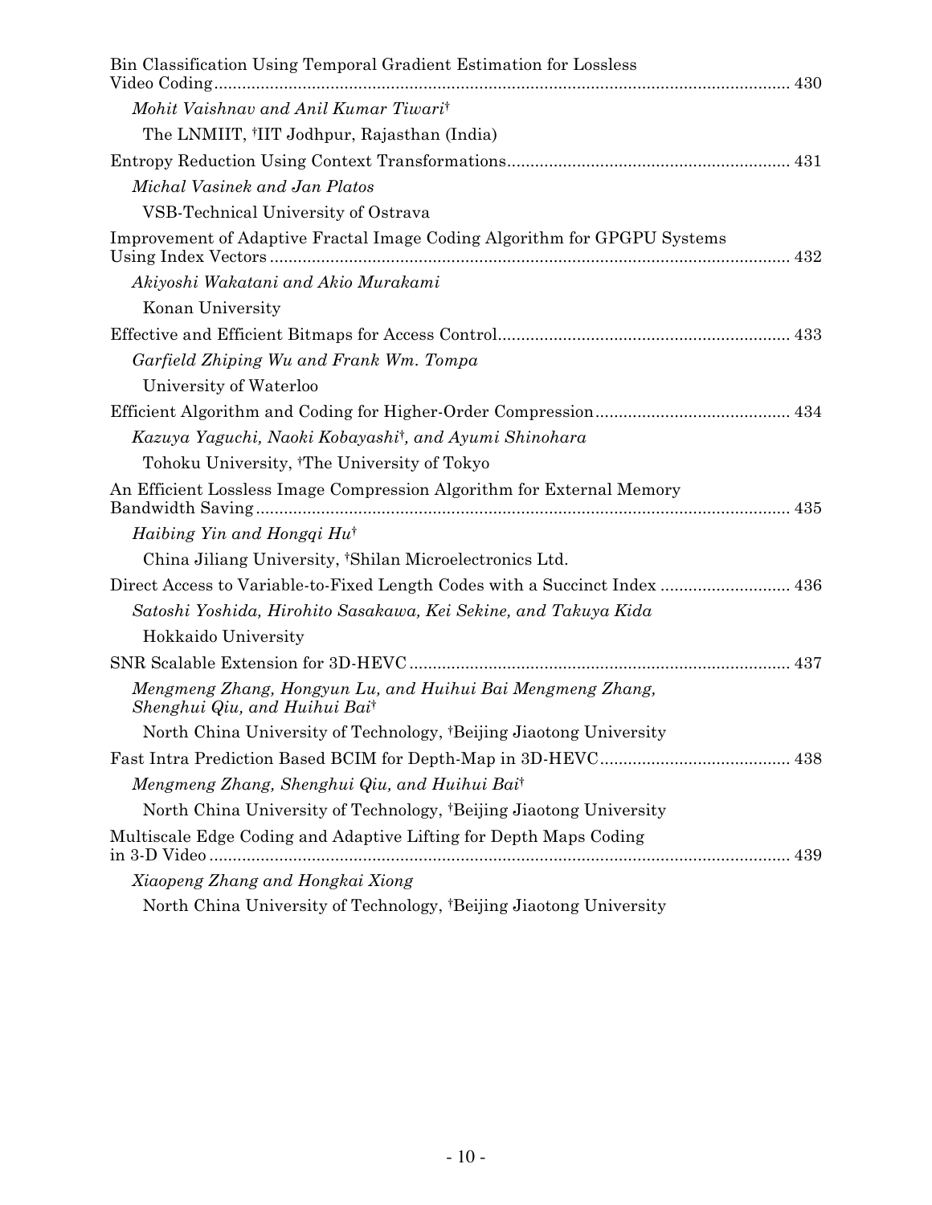Bin Classification Using Temporal Gradient Estimation for Lossless Video Coding ........ 430

*Mohit Vaishnav and Anil Kumar Tiwari*[†]

The LNMIIT, [†]IIT Jodhpur, Rajasthan (India)

Entropy Reduction Using Context Transformations ........ 431

*Michal Vasinek and Jan Platos*

VSB-Technical University of Ostrava

Improvement of Adaptive Fractal Image Coding Algorithm for GPGPU Systems Using Index Vectors ........ 432

*Akiyoshi Wakatani and Akio Murakami*

Konan University

Effective and Efficient Bitmaps for Access Control ........ 433

*Garfield Zhiping Wu and Frank Wm. Tompa*

University of Waterloo

Efficient Algorithm and Coding for Higher-Order Compression ........ 434

*Kazuya Yaguchi, Naoki Kobayashi*[†]*, and Ayumi Shinohara*

Tohoku University, [†]The University of Tokyo

An Efficient Lossless Image Compression Algorithm for External Memory Bandwidth Saving ........ 435

*Haibing Yin and Hongqi Hu*[†]

China Jiliang University, [†]Shilan Microelectronics Ltd.

Direct Access to Variable-to-Fixed Length Codes with a Succinct Index ........ 436

*Satoshi Yoshida, Hirohito Sasakawa, Kei Sekine, and Takuya Kida*

Hokkaido University

SNR Scalable Extension for 3D-HEVC ........ 437

*Mengmeng Zhang, Hongyun Lu, and Huihui Bai Mengmeng Zhang, Shenghui Qiu, and Huihui Bai*[†]

North China University of Technology, [†]Beijing Jiaotong University

Fast Intra Prediction Based BCIM for Depth-Map in 3D-HEVC ........ 438

*Mengmeng Zhang, Shenghui Qiu, and Huihui Bai*[†]

North China University of Technology, [†]Beijing Jiaotong University

Multiscale Edge Coding and Adaptive Lifting for Depth Maps Coding in 3-D Video ........ 439

*Xiaopeng Zhang and Hongkai Xiong*

North China University of Technology, [†]Beijing Jiaotong University